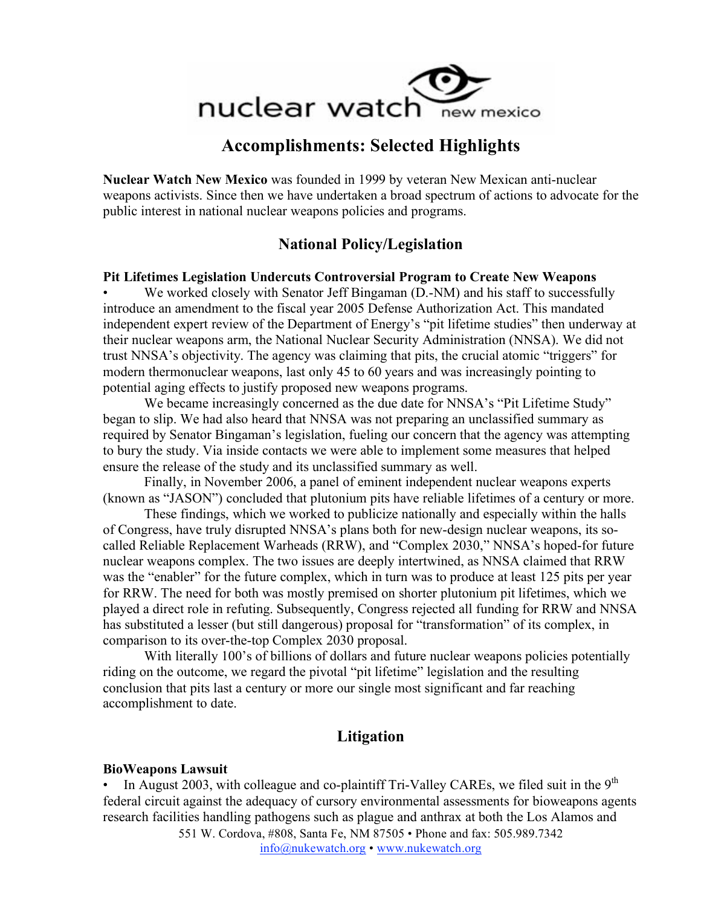nuclear watch new mexico

# Accomplishments: Selected Highlights

**Nuclear Watch New Mexico** was founded in 1999 by veteran New Mexican anti-nuclear weapons activists. Since then we have undertaken a broad spectrum of actions to advocate for the public interest in national nuclear weapons policies and programs.

## National Policy/Legislation

**Pit Lifetimes Legislation Undercuts Controversial Program to Create New Weapons**

- We worked closely with Senator Jeff Bingaman (D.-NM) and his staff to successfully introduce an amendment to the fiscal year 2005 Defense Authorization Act. This mandated independent expert review of the Department of Energy's "pit lifetime studies" then underway at their nuclear weapons arm, the National Nuclear Security Administration (NNSA). We did not trust NNSA's objectivity. The agency was claiming that pits, the crucial atomic "triggers" for modern thermonuclear weapons, last only 45 to 60 years and was increasingly pointing to potential aging effects to justify proposed new weapons programs.

  We became increasingly concerned as the due date for NNSA's "Pit Lifetime Study" began to slip. We had also heard that NNSA was not preparing an unclassified summary as required by Senator Bingaman's legislation, fueling our concern that the agency was attempting to bury the study. Via inside contacts we were able to implement some measures that helped ensure the release of the study and its unclassified summary as well.

  Finally, in November 2006, a panel of eminent independent nuclear weapons experts (known as "JASON") concluded that plutonium pits have reliable lifetimes of a century or more.

  These findings, which we worked to publicize nationally and especially within the halls of Congress, have truly disrupted NNSA's plans both for new-design nuclear weapons, its so-called Reliable Replacement Warheads (RRW), and "Complex 2030," NNSA's hoped-for future nuclear weapons complex. The two issues are deeply intertwined, as NNSA claimed that RRW was the "enabler" for the future complex, which in turn was to produce at least 125 pits per year for RRW. The need for both was mostly premised on shorter plutonium pit lifetimes, which we played a direct role in refuting. Subsequently, Congress rejected all funding for RRW and NNSA has substituted a lesser (but still dangerous) proposal for "transformation" of its complex, in comparison to its over-the-top Complex 2030 proposal.

  With literally 100's of billions of dollars and future nuclear weapons policies potentially riding on the outcome, we regard the pivotal "pit lifetime" legislation and the resulting conclusion that pits last a century or more our single most significant and far reaching accomplishment to date.

## Litigation

**BioWeapons Lawsuit**

- In August 2003, with colleague and co-plaintiff Tri-Valley CAREs, we filed suit in the 9th federal circuit against the adequacy of cursory environmental assessments for bioweapons agents research facilities handling pathogens such as plague and anthrax at both the Los Alamos and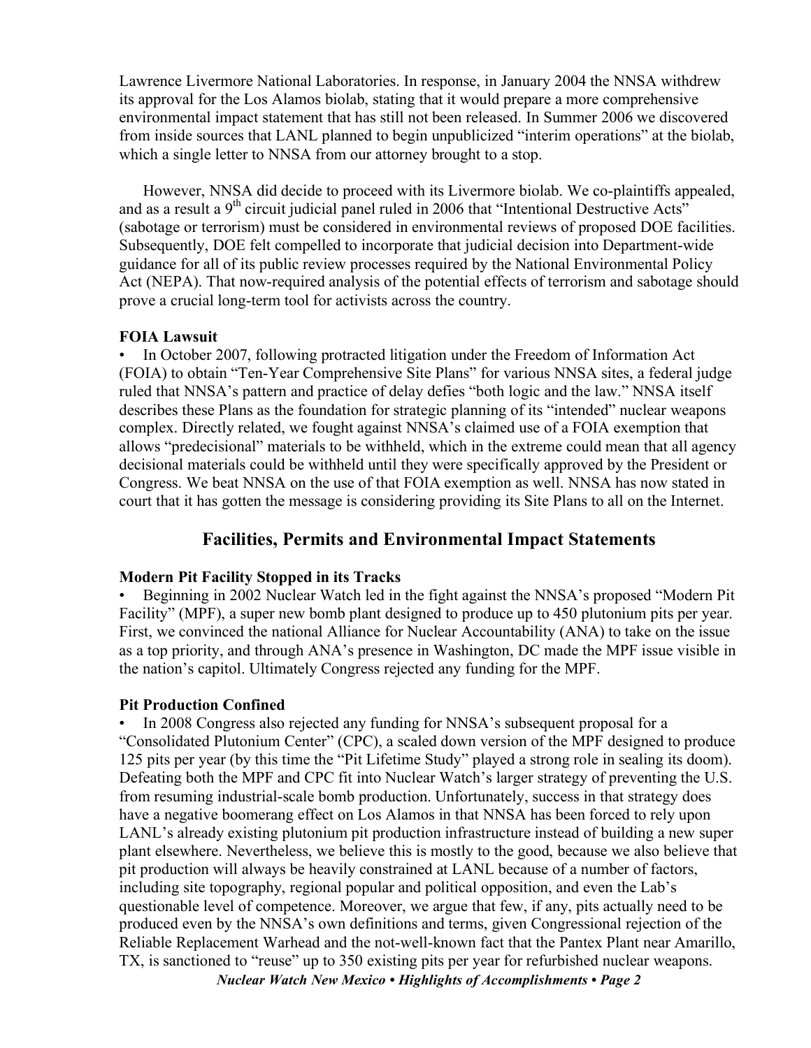Lawrence Livermore National Laboratories. In response, in January 2004 the NNSA withdrew its approval for the Los Alamos biolab, stating that it would prepare a more comprehensive environmental impact statement that has still not been released. In Summer 2006 we discovered from inside sources that LANL planned to begin unpublicized "interim operations" at the biolab, which a single letter to NNSA from our attorney brought to a stop.

However, NNSA did decide to proceed with its Livermore biolab. We co-plaintiffs appealed, and as a result a 9th circuit judicial panel ruled in 2006 that "Intentional Destructive Acts" (sabotage or terrorism) must be considered in environmental reviews of proposed DOE facilities. Subsequently, DOE felt compelled to incorporate that judicial decision into Department-wide guidance for all of its public review processes required by the National Environmental Policy Act (NEPA). That now-required analysis of the potential effects of terrorism and sabotage should prove a crucial long-term tool for activists across the country.

**FOIA Lawsuit**

- In October 2007, following protracted litigation under the Freedom of Information Act (FOIA) to obtain "Ten-Year Comprehensive Site Plans" for various NNSA sites, a federal judge ruled that NNSA's pattern and practice of delay defies "both logic and the law." NNSA itself describes these Plans as the foundation for strategic planning of its "intended" nuclear weapons complex. Directly related, we fought against NNSA's claimed use of a FOIA exemption that allows "predecisional" materials to be withheld, which in the extreme could mean that all agency decisional materials could be withheld until they were specifically approved by the President or Congress. We beat NNSA on the use of that FOIA exemption as well. NNSA has now stated in court that it has gotten the message is considering providing its Site Plans to all on the Internet.

## Facilities, Permits and Environmental Impact Statements

**Modern Pit Facility Stopped in its Tracks**

- Beginning in 2002 Nuclear Watch led in the fight against the NNSA's proposed "Modern Pit Facility" (MPF), a super new bomb plant designed to produce up to 450 plutonium pits per year. First, we convinced the national Alliance for Nuclear Accountability (ANA) to take on the issue as a top priority, and through ANA's presence in Washington, DC made the MPF issue visible in the nation's capitol. Ultimately Congress rejected any funding for the MPF.

**Pit Production Confined**

- In 2008 Congress also rejected any funding for NNSA's subsequent proposal for a "Consolidated Plutonium Center" (CPC), a scaled down version of the MPF designed to produce 125 pits per year (by this time the "Pit Lifetime Study" played a strong role in sealing its doom). Defeating both the MPF and CPC fit into Nuclear Watch's larger strategy of preventing the U.S. from resuming industrial-scale bomb production. Unfortunately, success in that strategy does have a negative boomerang effect on Los Alamos in that NNSA has been forced to rely upon LANL's already existing plutonium pit production infrastructure instead of building a new super plant elsewhere. Nevertheless, we believe this is mostly to the good, because we also believe that pit production will always be heavily constrained at LANL because of a number of factors, including site topography, regional popular and political opposition, and even the Lab's questionable level of competence. Moreover, we argue that few, if any, pits actually need to be produced even by the NNSA's own definitions and terms, given Congressional rejection of the Reliable Replacement Warhead and the not-well-known fact that the Pantex Plant near Amarillo, TX, is sanctioned to "reuse" up to 350 existing pits per year for refurbished nuclear weapons.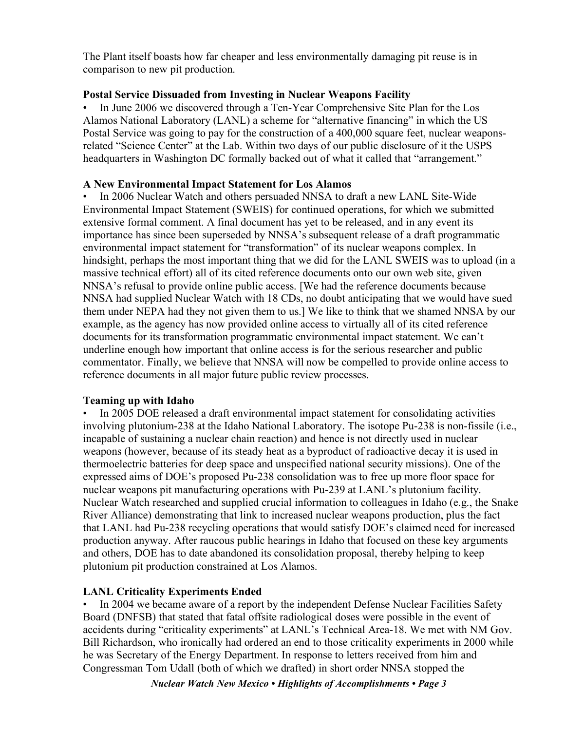The Plant itself boasts how far cheaper and less environmentally damaging pit reuse is in comparison to new pit production.

### Postal Service Dissuaded from Investing in Nuclear Weapons Facility

- In June 2006 we discovered through a Ten-Year Comprehensive Site Plan for the Los Alamos National Laboratory (LANL) a scheme for "alternative financing" in which the US Postal Service was going to pay for the construction of a 400,000 square feet, nuclear weapons-related "Science Center" at the Lab. Within two days of our public disclosure of it the USPS headquarters in Washington DC formally backed out of what it called that "arrangement."

### A New Environmental Impact Statement for Los Alamos

- In 2006 Nuclear Watch and others persuaded NNSA to draft a new LANL Site-Wide Environmental Impact Statement (SWEIS) for continued operations, for which we submitted extensive formal comment. A final document has yet to be released, and in any event its importance has since been superseded by NNSA's subsequent release of a draft programmatic environmental impact statement for "transformation" of its nuclear weapons complex. In hindsight, perhaps the most important thing that we did for the LANL SWEIS was to upload (in a massive technical effort) all of its cited reference documents onto our own web site, given NNSA's refusal to provide online public access. [We had the reference documents because NNSA had supplied Nuclear Watch with 18 CDs, no doubt anticipating that we would have sued them under NEPA had they not given them to us.] We like to think that we shamed NNSA by our example, as the agency has now provided online access to virtually all of its cited reference documents for its transformation programmatic environmental impact statement. We can't underline enough how important that online access is for the serious researcher and public commentator. Finally, we believe that NNSA will now be compelled to provide online access to reference documents in all major future public review processes.

### Teaming up with Idaho

- In 2005 DOE released a draft environmental impact statement for consolidating activities involving plutonium-238 at the Idaho National Laboratory. The isotope Pu-238 is non-fissile (i.e., incapable of sustaining a nuclear chain reaction) and hence is not directly used in nuclear weapons (however, because of its steady heat as a byproduct of radioactive decay it is used in thermoelectric batteries for deep space and unspecified national security missions). One of the expressed aims of DOE's proposed Pu-238 consolidation was to free up more floor space for nuclear weapons pit manufacturing operations with Pu-239 at LANL's plutonium facility. Nuclear Watch researched and supplied crucial information to colleagues in Idaho (e.g., the Snake River Alliance) demonstrating that link to increased nuclear weapons production, plus the fact that LANL had Pu-238 recycling operations that would satisfy DOE's claimed need for increased production anyway. After raucous public hearings in Idaho that focused on these key arguments and others, DOE has to date abandoned its consolidation proposal, thereby helping to keep plutonium pit production constrained at Los Alamos.

### LANL Criticality Experiments Ended

- In 2004 we became aware of a report by the independent Defense Nuclear Facilities Safety Board (DNFSB) that stated that fatal offsite radiological doses were possible in the event of accidents during "criticality experiments" at LANL's Technical Area-18. We met with NM Gov. Bill Richardson, who ironically had ordered an end to those criticality experiments in 2000 while he was Secretary of the Energy Department. In response to letters received from him and Congressman Tom Udall (both of which we drafted) in short order NNSA stopped the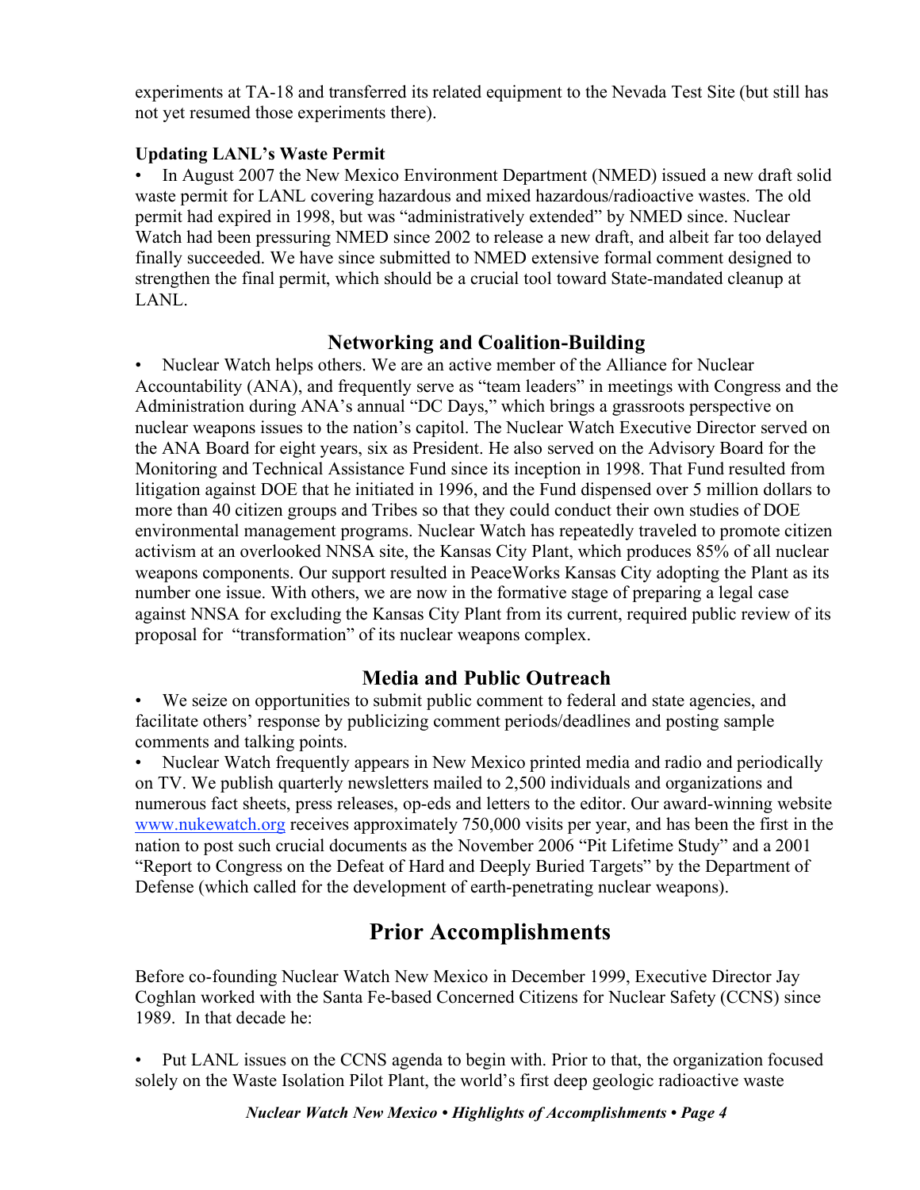experiments at TA-18 and transferred its related equipment to the Nevada Test Site (but still has not yet resumed those experiments there).

**Updating LANL's Waste Permit**

- In August 2007 the New Mexico Environment Department (NMED) issued a new draft solid waste permit for LANL covering hazardous and mixed hazardous/radioactive wastes. The old permit had expired in 1998, but was "administratively extended" by NMED since. Nuclear Watch had been pressuring NMED since 2002 to release a new draft, and albeit far too delayed finally succeeded. We have since submitted to NMED extensive formal comment designed to strengthen the final permit, which should be a crucial tool toward State-mandated cleanup at LANL.

## Networking and Coalition-Building

- Nuclear Watch helps others. We are an active member of the Alliance for Nuclear Accountability (ANA), and frequently serve as "team leaders" in meetings with Congress and the Administration during ANA's annual "DC Days," which brings a grassroots perspective on nuclear weapons issues to the nation's capitol. The Nuclear Watch Executive Director served on the ANA Board for eight years, six as President. He also served on the Advisory Board for the Monitoring and Technical Assistance Fund since its inception in 1998. That Fund resulted from litigation against DOE that he initiated in 1996, and the Fund dispensed over 5 million dollars to more than 40 citizen groups and Tribes so that they could conduct their own studies of DOE environmental management programs. Nuclear Watch has repeatedly traveled to promote citizen activism at an overlooked NNSA site, the Kansas City Plant, which produces 85% of all nuclear weapons components. Our support resulted in PeaceWorks Kansas City adopting the Plant as its number one issue. With others, we are now in the formative stage of preparing a legal case against NNSA for excluding the Kansas City Plant from its current, required public review of its proposal for "transformation" of its nuclear weapons complex.

## Media and Public Outreach

- We seize on opportunities to submit public comment to federal and state agencies, and facilitate others' response by publicizing comment periods/deadlines and posting sample comments and talking points.
- Nuclear Watch frequently appears in New Mexico printed media and radio and periodically on TV. We publish quarterly newsletters mailed to 2,500 individuals and organizations and numerous fact sheets, press releases, op-eds and letters to the editor. Our award-winning website www.nukewatch.org receives approximately 750,000 visits per year, and has been the first in the nation to post such crucial documents as the November 2006 "Pit Lifetime Study" and a 2001 "Report to Congress on the Defeat of Hard and Deeply Buried Targets" by the Department of Defense (which called for the development of earth-penetrating nuclear weapons).

# Prior Accomplishments

Before co-founding Nuclear Watch New Mexico in December 1999, Executive Director Jay Coghlan worked with the Santa Fe-based Concerned Citizens for Nuclear Safety (CCNS) since 1989. In that decade he:

- Put LANL issues on the CCNS agenda to begin with. Prior to that, the organization focused solely on the Waste Isolation Pilot Plant, the world's first deep geologic radioactive waste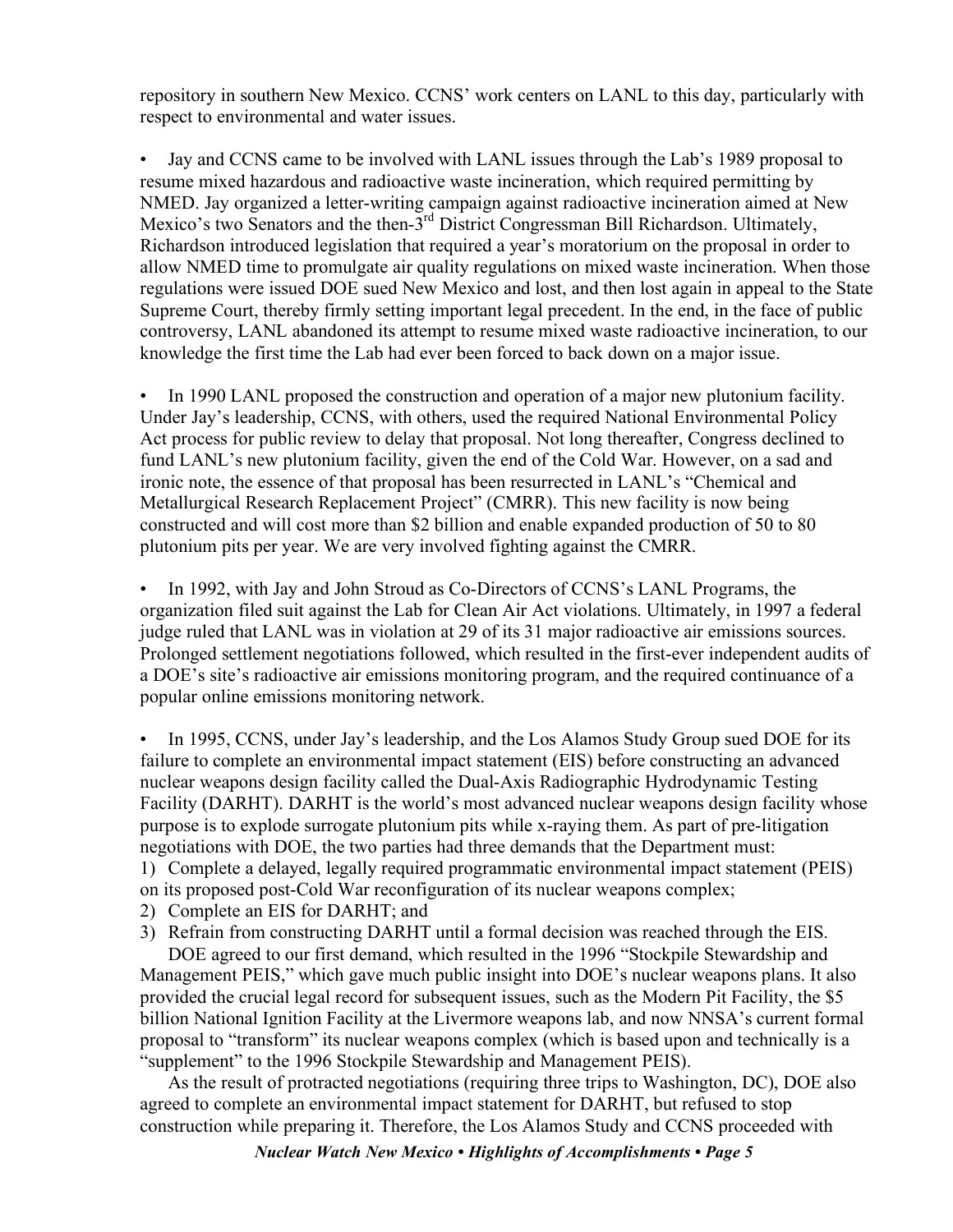repository in southern New Mexico. CCNS' work centers on LANL to this day, particularly with respect to environmental and water issues.

- Jay and CCNS came to be involved with LANL issues through the Lab's 1989 proposal to resume mixed hazardous and radioactive waste incineration, which required permitting by NMED. Jay organized a letter-writing campaign against radioactive incineration aimed at New Mexico's two Senators and the then-3rd District Congressman Bill Richardson. Ultimately, Richardson introduced legislation that required a year's moratorium on the proposal in order to allow NMED time to promulgate air quality regulations on mixed waste incineration. When those regulations were issued DOE sued New Mexico and lost, and then lost again in appeal to the State Supreme Court, thereby firmly setting important legal precedent. In the end, in the face of public controversy, LANL abandoned its attempt to resume mixed waste radioactive incineration, to our knowledge the first time the Lab had ever been forced to back down on a major issue.

- In 1990 LANL proposed the construction and operation of a major new plutonium facility. Under Jay's leadership, CCNS, with others, used the required National Environmental Policy Act process for public review to delay that proposal. Not long thereafter, Congress declined to fund LANL's new plutonium facility, given the end of the Cold War. However, on a sad and ironic note, the essence of that proposal has been resurrected in LANL's "Chemical and Metallurgical Research Replacement Project" (CMRR). This new facility is now being constructed and will cost more than $2 billion and enable expanded production of 50 to 80 plutonium pits per year. We are very involved fighting against the CMRR.

- In 1992, with Jay and John Stroud as Co-Directors of CCNS's LANL Programs, the organization filed suit against the Lab for Clean Air Act violations. Ultimately, in 1997 a federal judge ruled that LANL was in violation at 29 of its 31 major radioactive air emissions sources. Prolonged settlement negotiations followed, which resulted in the first-ever independent audits of a DOE's site's radioactive air emissions monitoring program, and the required continuance of a popular online emissions monitoring network.

- In 1995, CCNS, under Jay's leadership, and the Los Alamos Study Group sued DOE for its failure to complete an environmental impact statement (EIS) before constructing an advanced nuclear weapons design facility called the Dual-Axis Radiographic Hydrodynamic Testing Facility (DARHT). DARHT is the world's most advanced nuclear weapons design facility whose purpose is to explode surrogate plutonium pits while x-raying them. As part of pre-litigation negotiations with DOE, the two parties had three demands that the Department must:

1) Complete a delayed, legally required programmatic environmental impact statement (PEIS) on its proposed post-Cold War reconfiguration of its nuclear weapons complex;
2) Complete an EIS for DARHT; and
3) Refrain from constructing DARHT until a formal decision was reached through the EIS.

DOE agreed to our first demand, which resulted in the 1996 "Stockpile Stewardship and Management PEIS," which gave much public insight into DOE's nuclear weapons plans. It also provided the crucial legal record for subsequent issues, such as the Modern Pit Facility, the $5 billion National Ignition Facility at the Livermore weapons lab, and now NNSA's current formal proposal to "transform" its nuclear weapons complex (which is based upon and technically is a "supplement" to the 1996 Stockpile Stewardship and Management PEIS).

As the result of protracted negotiations (requiring three trips to Washington, DC), DOE also agreed to complete an environmental impact statement for DARHT, but refused to stop construction while preparing it. Therefore, the Los Alamos Study and CCNS proceeded with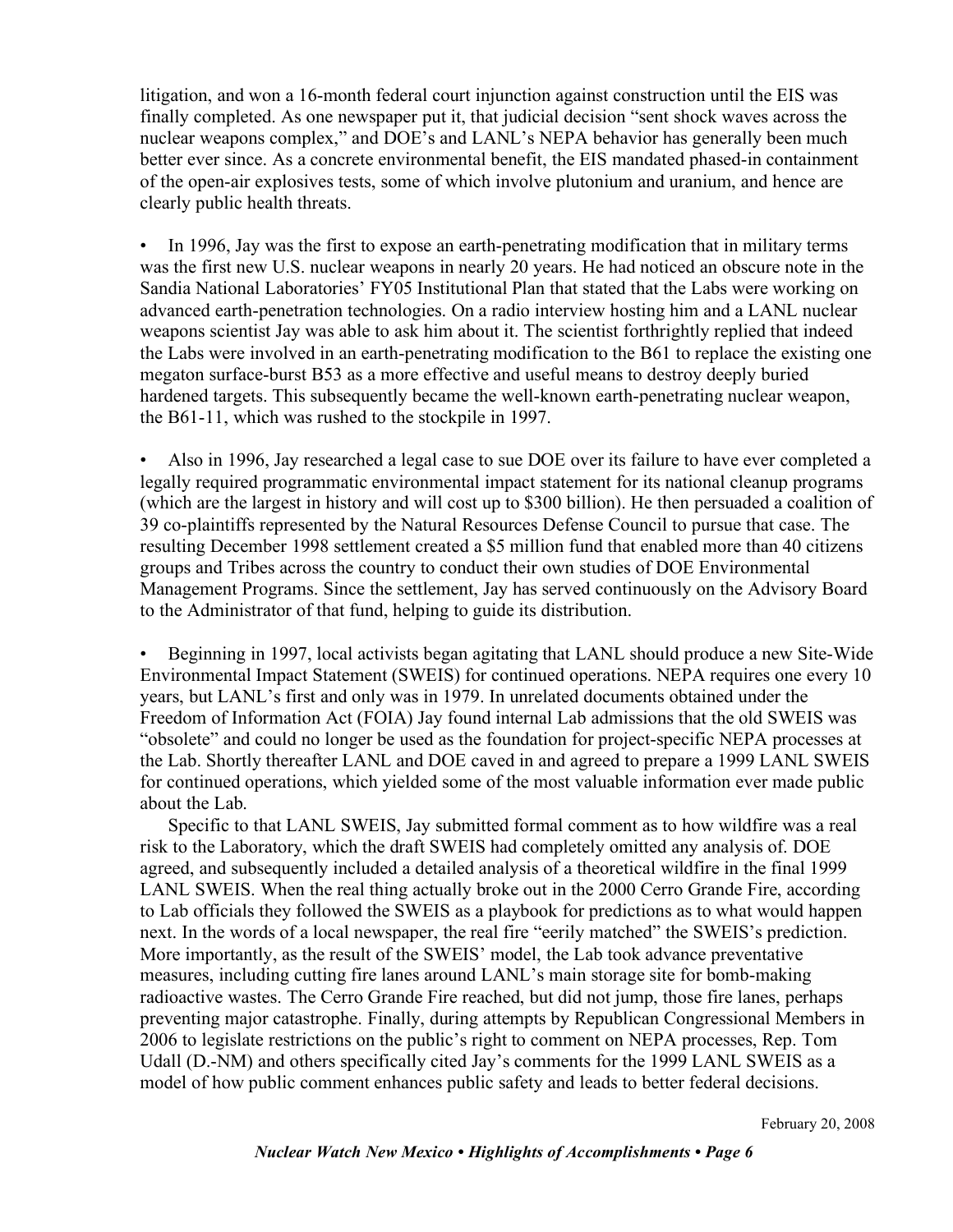litigation, and won a 16-month federal court injunction against construction until the EIS was finally completed. As one newspaper put it, that judicial decision "sent shock waves across the nuclear weapons complex," and DOE's and LANL's NEPA behavior has generally been much better ever since. As a concrete environmental benefit, the EIS mandated phased-in containment of the open-air explosives tests, some of which involve plutonium and uranium, and hence are clearly public health threats.

- In 1996, Jay was the first to expose an earth-penetrating modification that in military terms was the first new U.S. nuclear weapons in nearly 20 years. He had noticed an obscure note in the Sandia National Laboratories' FY05 Institutional Plan that stated that the Labs were working on advanced earth-penetration technologies. On a radio interview hosting him and a LANL nuclear weapons scientist Jay was able to ask him about it. The scientist forthrightly replied that indeed the Labs were involved in an earth-penetrating modification to the B61 to replace the existing one megaton surface-burst B53 as a more effective and useful means to destroy deeply buried hardened targets. This subsequently became the well-known earth-penetrating nuclear weapon, the B61-11, which was rushed to the stockpile in 1997.

- Also in 1996, Jay researched a legal case to sue DOE over its failure to have ever completed a legally required programmatic environmental impact statement for its national cleanup programs (which are the largest in history and will cost up to $300 billion). He then persuaded a coalition of 39 co-plaintiffs represented by the Natural Resources Defense Council to pursue that case. The resulting December 1998 settlement created a $5 million fund that enabled more than 40 citizens groups and Tribes across the country to conduct their own studies of DOE Environmental Management Programs. Since the settlement, Jay has served continuously on the Advisory Board to the Administrator of that fund, helping to guide its distribution.

- Beginning in 1997, local activists began agitating that LANL should produce a new Site-Wide Environmental Impact Statement (SWEIS) for continued operations. NEPA requires one every 10 years, but LANL's first and only was in 1979. In unrelated documents obtained under the Freedom of Information Act (FOIA) Jay found internal Lab admissions that the old SWEIS was "obsolete" and could no longer be used as the foundation for project-specific NEPA processes at the Lab. Shortly thereafter LANL and DOE caved in and agreed to prepare a 1999 LANL SWEIS for continued operations, which yielded some of the most valuable information ever made public about the Lab.

  Specific to that LANL SWEIS, Jay submitted formal comment as to how wildfire was a real risk to the Laboratory, which the draft SWEIS had completely omitted any analysis of. DOE agreed, and subsequently included a detailed analysis of a theoretical wildfire in the final 1999 LANL SWEIS. When the real thing actually broke out in the 2000 Cerro Grande Fire, according to Lab officials they followed the SWEIS as a playbook for predictions as to what would happen next. In the words of a local newspaper, the real fire "eerily matched" the SWEIS's prediction. More importantly, as the result of the SWEIS' model, the Lab took advance preventative measures, including cutting fire lanes around LANL's main storage site for bomb-making radioactive wastes. The Cerro Grande Fire reached, but did not jump, those fire lanes, perhaps preventing major catastrophe. Finally, during attempts by Republican Congressional Members in 2006 to legislate restrictions on the public's right to comment on NEPA processes, Rep. Tom Udall (D.-NM) and others specifically cited Jay's comments for the 1999 LANL SWEIS as a model of how public comment enhances public safety and leads to better federal decisions.

February 20, 2008